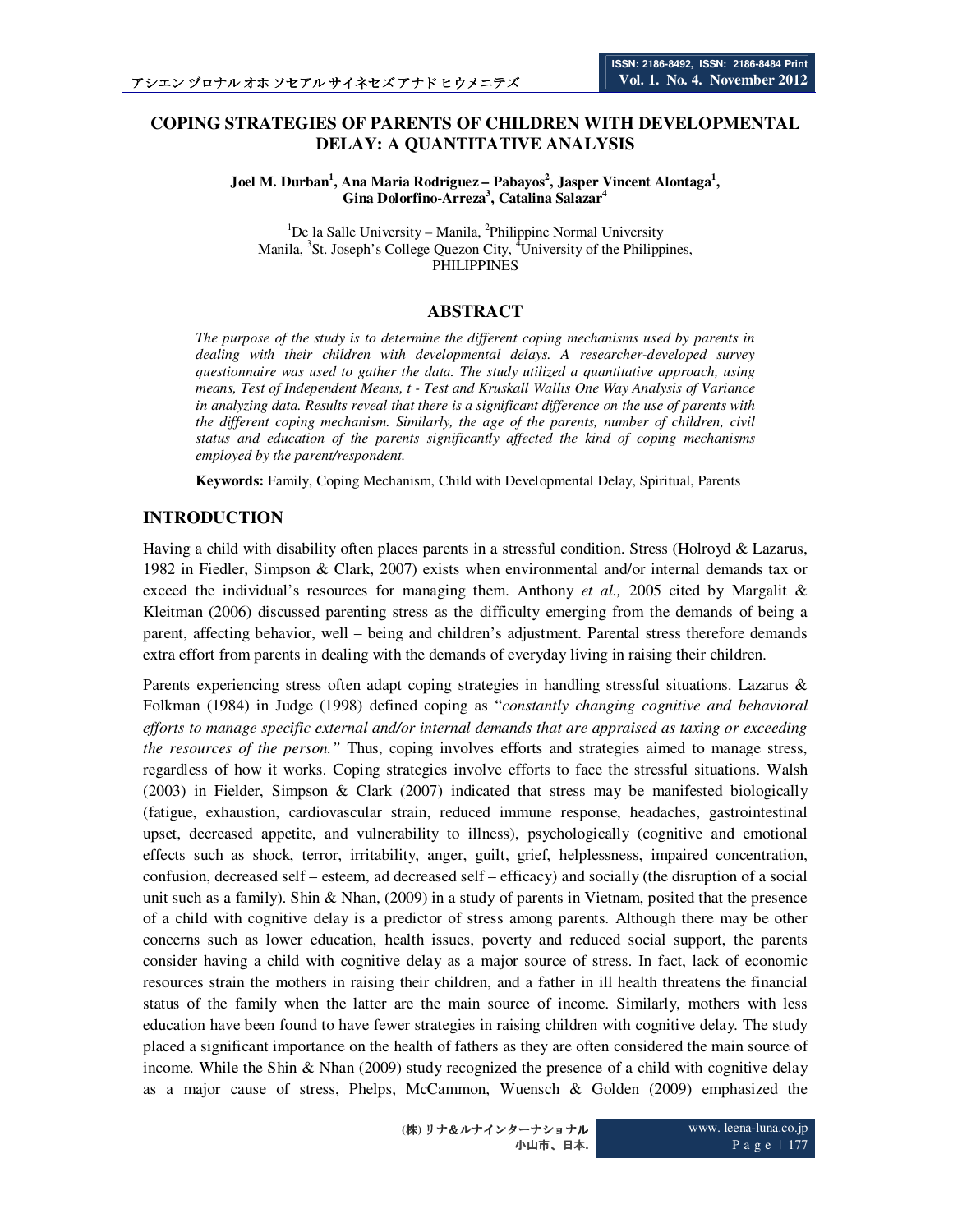# COPING STRATEGIES OF PARENTS OF CHILDREN WITH DEVELOPMENTAL DELAY: A QUANTITATIVE ANALYSIS

**Joel M. Durban[1], Ana Maria Rodriguez – Pabayos[2], Jasper Vincent Alontaga[1], Gina Dolorfino-Arreza[3], Catalina Salazar[4]**

[1]De la Salle University – Manila, [2]Philippine Normal University Manila, [3]St. Joseph's College Quezon City, [4]University of the Philippines, PHILIPPINES

## ABSTRACT

*The purpose of the study is to determine the different coping mechanisms used by parents in dealing with their children with developmental delays. A researcher-developed survey questionnaire was used to gather the data. The study utilized a quantitative approach, using means, Test of Independent Means, t - Test and Kruskall Wallis One Way Analysis of Variance in analyzing data. Results reveal that there is a significant difference on the use of parents with the different coping mechanism. Similarly, the age of the parents, number of children, civil status and education of the parents significantly affected the kind of coping mechanisms employed by the parent/respondent.*

**Keywords:** Family, Coping Mechanism, Child with Developmental Delay, Spiritual, Parents

## INTRODUCTION

Having a child with disability often places parents in a stressful condition. Stress (Holroyd & Lazarus, 1982 in Fiedler, Simpson & Clark, 2007) exists when environmental and/or internal demands tax or exceed the individual's resources for managing them. Anthony *et al.,* 2005 cited by Margalit & Kleitman (2006) discussed parenting stress as the difficulty emerging from the demands of being a parent, affecting behavior, well – being and children's adjustment. Parental stress therefore demands extra effort from parents in dealing with the demands of everyday living in raising their children.

Parents experiencing stress often adapt coping strategies in handling stressful situations. Lazarus & Folkman (1984) in Judge (1998) defined coping as "*constantly changing cognitive and behavioral efforts to manage specific external and/or internal demands that are appraised as taxing or exceeding the resources of the person."* Thus, coping involves efforts and strategies aimed to manage stress, regardless of how it works. Coping strategies involve efforts to face the stressful situations. Walsh (2003) in Fielder, Simpson & Clark (2007) indicated that stress may be manifested biologically (fatigue, exhaustion, cardiovascular strain, reduced immune response, headaches, gastrointestinal upset, decreased appetite, and vulnerability to illness), psychologically (cognitive and emotional effects such as shock, terror, irritability, anger, guilt, grief, helplessness, impaired concentration, confusion, decreased self – esteem, ad decreased self – efficacy) and socially (the disruption of a social unit such as a family). Shin & Nhan, (2009) in a study of parents in Vietnam, posited that the presence of a child with cognitive delay is a predictor of stress among parents. Although there may be other concerns such as lower education, health issues, poverty and reduced social support, the parents consider having a child with cognitive delay as a major source of stress. In fact, lack of economic resources strain the mothers in raising their children, and a father in ill health threatens the financial status of the family when the latter are the main source of income. Similarly, mothers with less education have been found to have fewer strategies in raising children with cognitive delay. The study placed a significant importance on the health of fathers as they are often considered the main source of income. While the Shin & Nhan (2009) study recognized the presence of a child with cognitive delay as a major cause of stress, Phelps, McCammon, Wuensch & Golden (2009) emphasized the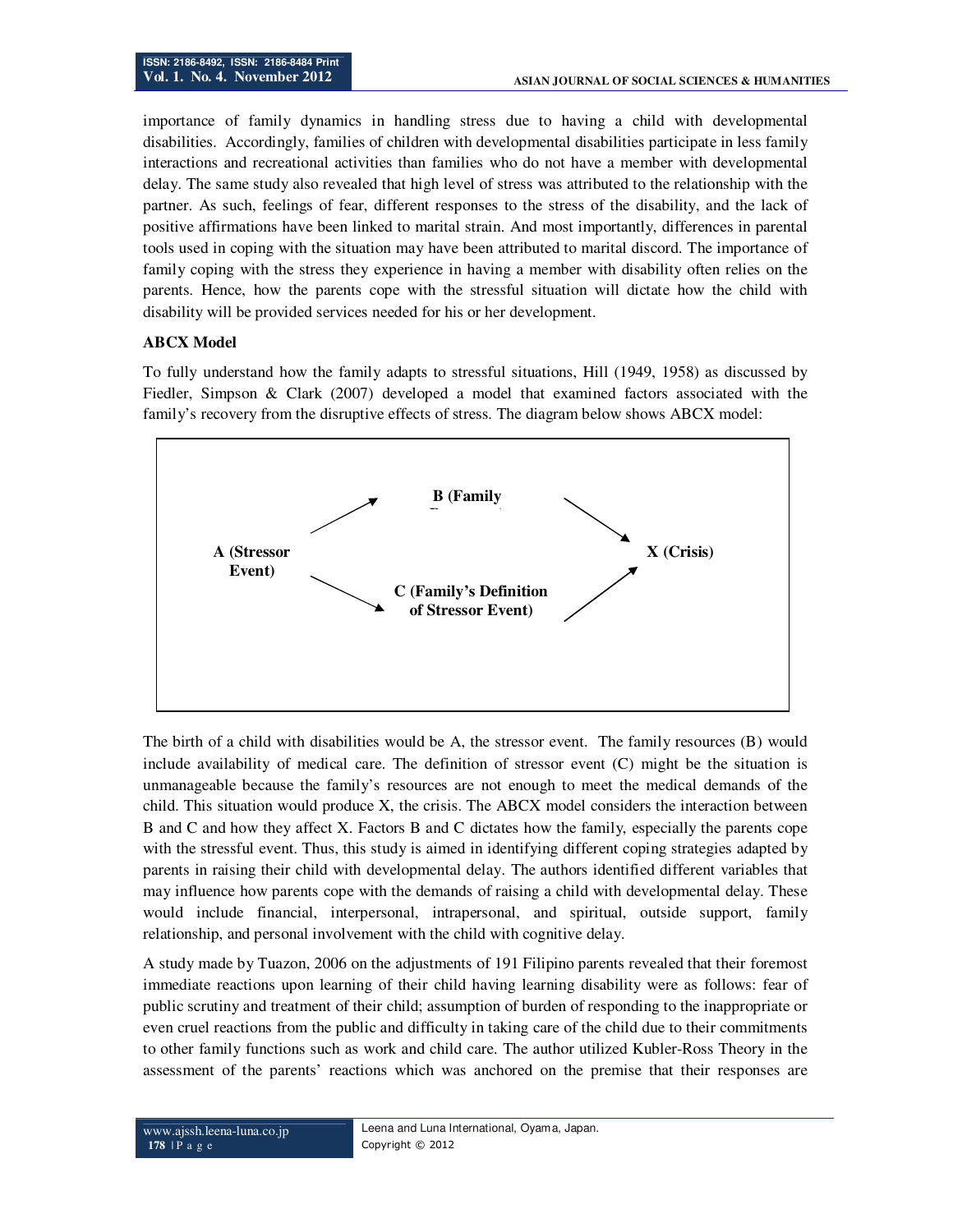importance of family dynamics in handling stress due to having a child with developmental disabilities. Accordingly, families of children with developmental disabilities participate in less family interactions and recreational activities than families who do not have a member with developmental delay. The same study also revealed that high level of stress was attributed to the relationship with the partner. As such, feelings of fear, different responses to the stress of the disability, and the lack of positive affirmations have been linked to marital strain. And most importantly, differences in parental tools used in coping with the situation may have been attributed to marital discord. The importance of family coping with the stress they experience in having a member with disability often relies on the parents. Hence, how the parents cope with the stressful situation will dictate how the child with disability will be provided services needed for his or her development.

**ABCX Model**

To fully understand how the family adapts to stressful situations, Hill (1949, 1958) as discussed by Fiedler, Simpson & Clark (2007) developed a model that examined factors associated with the family's recovery from the disruptive effects of stress. The diagram below shows ABCX model:

**B (Family**

**A (Stressor Event)**

**X (Crisis)**

**C (Family's Definition of Stressor Event)**

The birth of a child with disabilities would be A, the stressor event. The family resources (B) would include availability of medical care. The definition of stressor event (C) might be the situation is unmanageable because the family's resources are not enough to meet the medical demands of the child. This situation would produce X, the crisis. The ABCX model considers the interaction between B and C and how they affect X. Factors B and C dictates how the family, especially the parents cope with the stressful event. Thus, this study is aimed in identifying different coping strategies adapted by parents in raising their child with developmental delay. The authors identified different variables that may influence how parents cope with the demands of raising a child with developmental delay. These would include financial, interpersonal, intrapersonal, and spiritual, outside support, family relationship, and personal involvement with the child with cognitive delay.

A study made by Tuazon, 2006 on the adjustments of 191 Filipino parents revealed that their foremost immediate reactions upon learning of their child having learning disability were as follows: fear of public scrutiny and treatment of their child; assumption of burden of responding to the inappropriate or even cruel reactions from the public and difficulty in taking care of the child due to their commitments to other family functions such as work and child care. The author utilized Kubler-Ross Theory in the assessment of the parents' reactions which was anchored on the premise that their responses are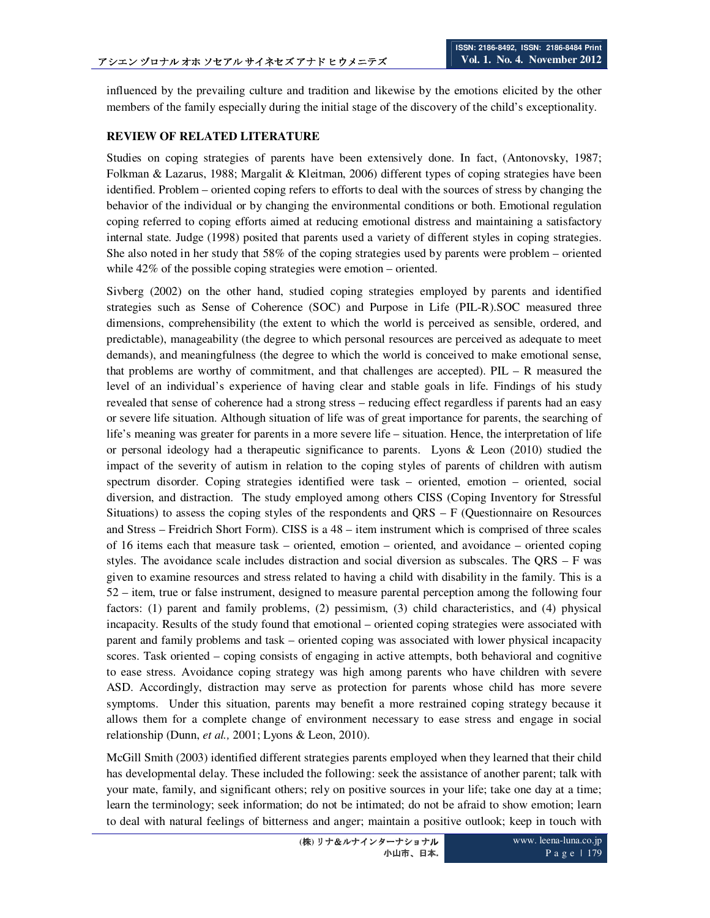influenced by the prevailing culture and tradition and likewise by the emotions elicited by the other members of the family especially during the initial stage of the discovery of the child's exceptionality.

## REVIEW OF RELATED LITERATURE

Studies on coping strategies of parents have been extensively done. In fact, (Antonovsky, 1987; Folkman & Lazarus, 1988; Margalit & Kleitman, 2006) different types of coping strategies have been identified. Problem – oriented coping refers to efforts to deal with the sources of stress by changing the behavior of the individual or by changing the environmental conditions or both. Emotional regulation coping referred to coping efforts aimed at reducing emotional distress and maintaining a satisfactory internal state. Judge (1998) posited that parents used a variety of different styles in coping strategies. She also noted in her study that 58% of the coping strategies used by parents were problem – oriented while 42% of the possible coping strategies were emotion – oriented.

Sivberg (2002) on the other hand, studied coping strategies employed by parents and identified strategies such as Sense of Coherence (SOC) and Purpose in Life (PIL-R).SOC measured three dimensions, comprehensibility (the extent to which the world is perceived as sensible, ordered, and predictable), manageability (the degree to which personal resources are perceived as adequate to meet demands), and meaningfulness (the degree to which the world is conceived to make emotional sense, that problems are worthy of commitment, and that challenges are accepted). PIL – R measured the level of an individual's experience of having clear and stable goals in life. Findings of his study revealed that sense of coherence had a strong stress – reducing effect regardless if parents had an easy or severe life situation. Although situation of life was of great importance for parents, the searching of life's meaning was greater for parents in a more severe life – situation. Hence, the interpretation of life or personal ideology had a therapeutic significance to parents. Lyons & Leon (2010) studied the impact of the severity of autism in relation to the coping styles of parents of children with autism spectrum disorder. Coping strategies identified were task – oriented, emotion – oriented, social diversion, and distraction. The study employed among others CISS (Coping Inventory for Stressful Situations) to assess the coping styles of the respondents and QRS – F (Questionnaire on Resources and Stress – Freidrich Short Form). CISS is a 48 – item instrument which is comprised of three scales of 16 items each that measure task – oriented, emotion – oriented, and avoidance – oriented coping styles. The avoidance scale includes distraction and social diversion as subscales. The QRS – F was given to examine resources and stress related to having a child with disability in the family. This is a 52 – item, true or false instrument, designed to measure parental perception among the following four factors: (1) parent and family problems, (2) pessimism, (3) child characteristics, and (4) physical incapacity. Results of the study found that emotional – oriented coping strategies were associated with parent and family problems and task – oriented coping was associated with lower physical incapacity scores. Task oriented – coping consists of engaging in active attempts, both behavioral and cognitive to ease stress. Avoidance coping strategy was high among parents who have children with severe ASD. Accordingly, distraction may serve as protection for parents whose child has more severe symptoms. Under this situation, parents may benefit a more restrained coping strategy because it allows them for a complete change of environment necessary to ease stress and engage in social relationship (Dunn, *et al.,* 2001; Lyons & Leon, 2010).

McGill Smith (2003) identified different strategies parents employed when they learned that their child has developmental delay. These included the following: seek the assistance of another parent; talk with your mate, family, and significant others; rely on positive sources in your life; take one day at a time; learn the terminology; seek information; do not be intimated; do not be afraid to show emotion; learn to deal with natural feelings of bitterness and anger; maintain a positive outlook; keep in touch with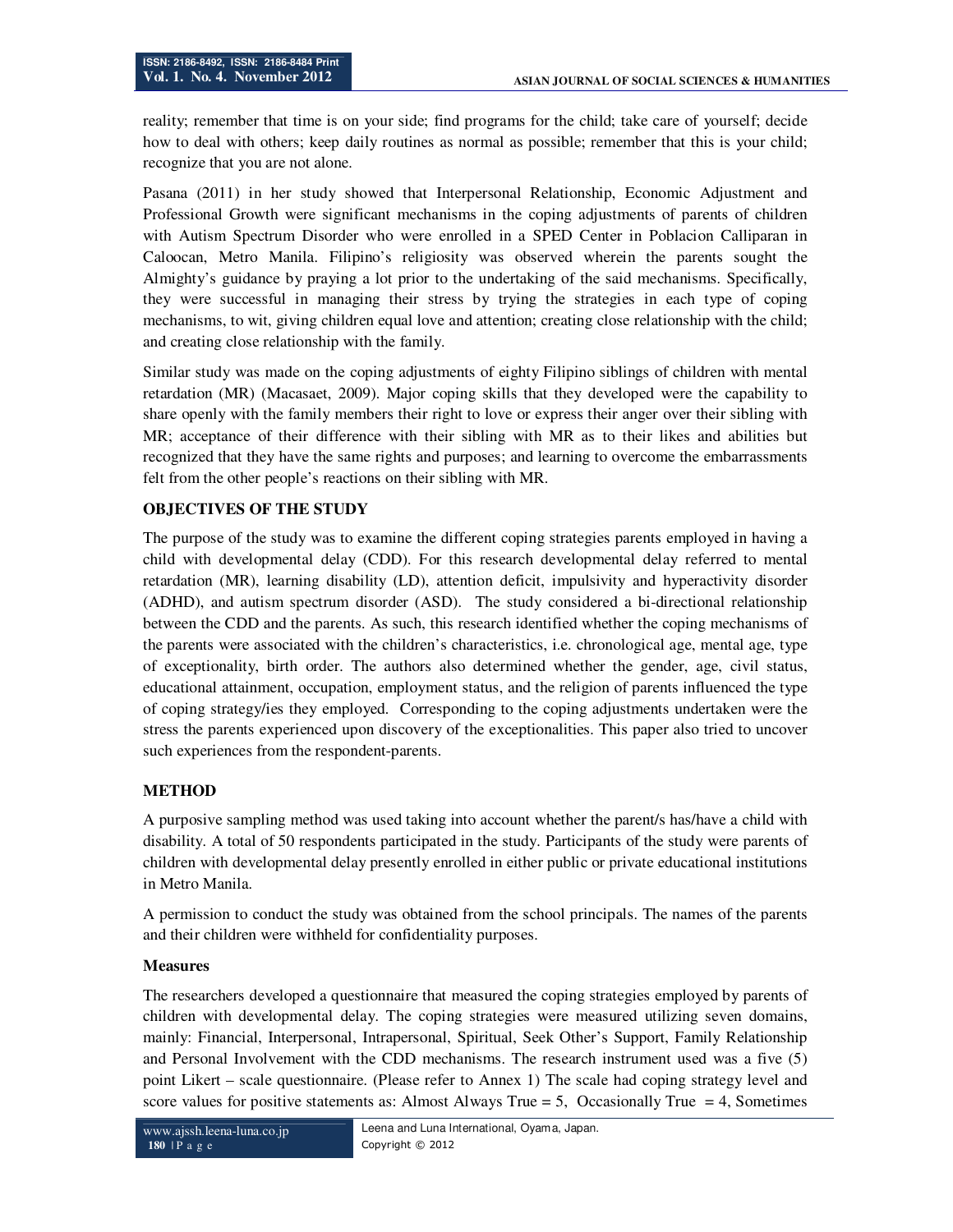reality; remember that time is on your side; find programs for the child; take care of yourself; decide how to deal with others; keep daily routines as normal as possible; remember that this is your child; recognize that you are not alone.

Pasana (2011) in her study showed that Interpersonal Relationship, Economic Adjustment and Professional Growth were significant mechanisms in the coping adjustments of parents of children with Autism Spectrum Disorder who were enrolled in a SPED Center in Poblacion Calliparan in Caloocan, Metro Manila. Filipino's religiosity was observed wherein the parents sought the Almighty's guidance by praying a lot prior to the undertaking of the said mechanisms. Specifically, they were successful in managing their stress by trying the strategies in each type of coping mechanisms, to wit, giving children equal love and attention; creating close relationship with the child; and creating close relationship with the family.

Similar study was made on the coping adjustments of eighty Filipino siblings of children with mental retardation (MR) (Macasaet, 2009). Major coping skills that they developed were the capability to share openly with the family members their right to love or express their anger over their sibling with MR; acceptance of their difference with their sibling with MR as to their likes and abilities but recognized that they have the same rights and purposes; and learning to overcome the embarrassments felt from the other people's reactions on their sibling with MR.

## OBJECTIVES OF THE STUDY

The purpose of the study was to examine the different coping strategies parents employed in having a child with developmental delay (CDD). For this research developmental delay referred to mental retardation (MR), learning disability (LD), attention deficit, impulsivity and hyperactivity disorder (ADHD), and autism spectrum disorder (ASD). The study considered a bi-directional relationship between the CDD and the parents. As such, this research identified whether the coping mechanisms of the parents were associated with the children's characteristics, i.e. chronological age, mental age, type of exceptionality, birth order. The authors also determined whether the gender, age, civil status, educational attainment, occupation, employment status, and the religion of parents influenced the type of coping strategy/ies they employed. Corresponding to the coping adjustments undertaken were the stress the parents experienced upon discovery of the exceptionalities. This paper also tried to uncover such experiences from the respondent-parents.

## METHOD

A purposive sampling method was used taking into account whether the parent/s has/have a child with disability. A total of 50 respondents participated in the study. Participants of the study were parents of children with developmental delay presently enrolled in either public or private educational institutions in Metro Manila.

A permission to conduct the study was obtained from the school principals. The names of the parents and their children were withheld for confidentiality purposes.

### Measures

The researchers developed a questionnaire that measured the coping strategies employed by parents of children with developmental delay. The coping strategies were measured utilizing seven domains, mainly: Financial, Interpersonal, Intrapersonal, Spiritual, Seek Other's Support, Family Relationship and Personal Involvement with the CDD mechanisms. The research instrument used was a five (5) point Likert – scale questionnaire. (Please refer to Annex 1) The scale had coping strategy level and score values for positive statements as: Almost Always True = 5, Occasionally True = 4, Sometimes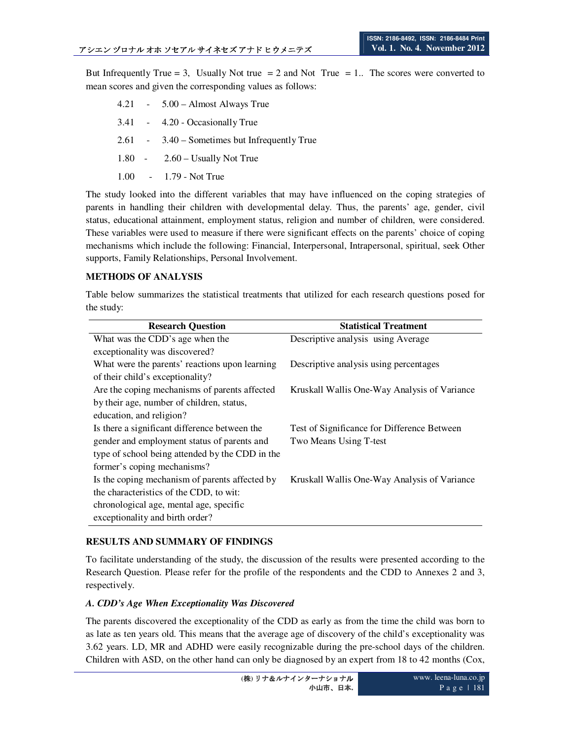But Infrequently True = 3, Usually Not true = 2 and Not True = 1.. The scores were converted to mean scores and given the corresponding values as follows:

4.21 - 5.00 – Almost Always True

3.41 - 4.20 - Occasionally True

2.61 - 3.40 – Sometimes but Infrequently True

1.80 - 2.60 – Usually Not True

1.00 - 1.79 - Not True

The study looked into the different variables that may have influenced on the coping strategies of parents in handling their children with developmental delay. Thus, the parents' age, gender, civil status, educational attainment, employment status, religion and number of children, were considered. These variables were used to measure if there were significant effects on the parents' choice of coping mechanisms which include the following: Financial, Interpersonal, Intrapersonal, spiritual, seek Other supports, Family Relationships, Personal Involvement.

## METHODS OF ANALYSIS

Table below summarizes the statistical treatments that utilized for each research questions posed for the study:

| Research Question | Statistical Treatment |
|---|---|
| What was the CDD's age when the exceptionality was discovered? | Descriptive analysis using Average |
| What were the parents' reactions upon learning of their child's exceptionality? | Descriptive analysis using percentages |
| Are the coping mechanisms of parents affected by their age, number of children, status, education, and religion? | Kruskall Wallis One-Way Analysis of Variance |
| Is there a significant difference between the gender and employment status of parents and type of school being attended by the CDD in the former's coping mechanisms? | Test of Significance for Difference Between Two Means Using T-test |
| Is the coping mechanism of parents affected by the characteristics of the CDD, to wit: chronological age, mental age, specific exceptionality and birth order? | Kruskall Wallis One-Way Analysis of Variance |

## RESULTS AND SUMMARY OF FINDINGS

To facilitate understanding of the study, the discussion of the results were presented according to the Research Question. Please refer for the profile of the respondents and the CDD to Annexes 2 and 3, respectively.

### *A. CDD's Age When Exceptionality Was Discovered*

The parents discovered the exceptionality of the CDD as early as from the time the child was born to as late as ten years old. This means that the average age of discovery of the child's exceptionality was 3.62 years. LD, MR and ADHD were easily recognizable during the pre-school days of the children. Children with ASD, on the other hand can only be diagnosed by an expert from 18 to 42 months (Cox,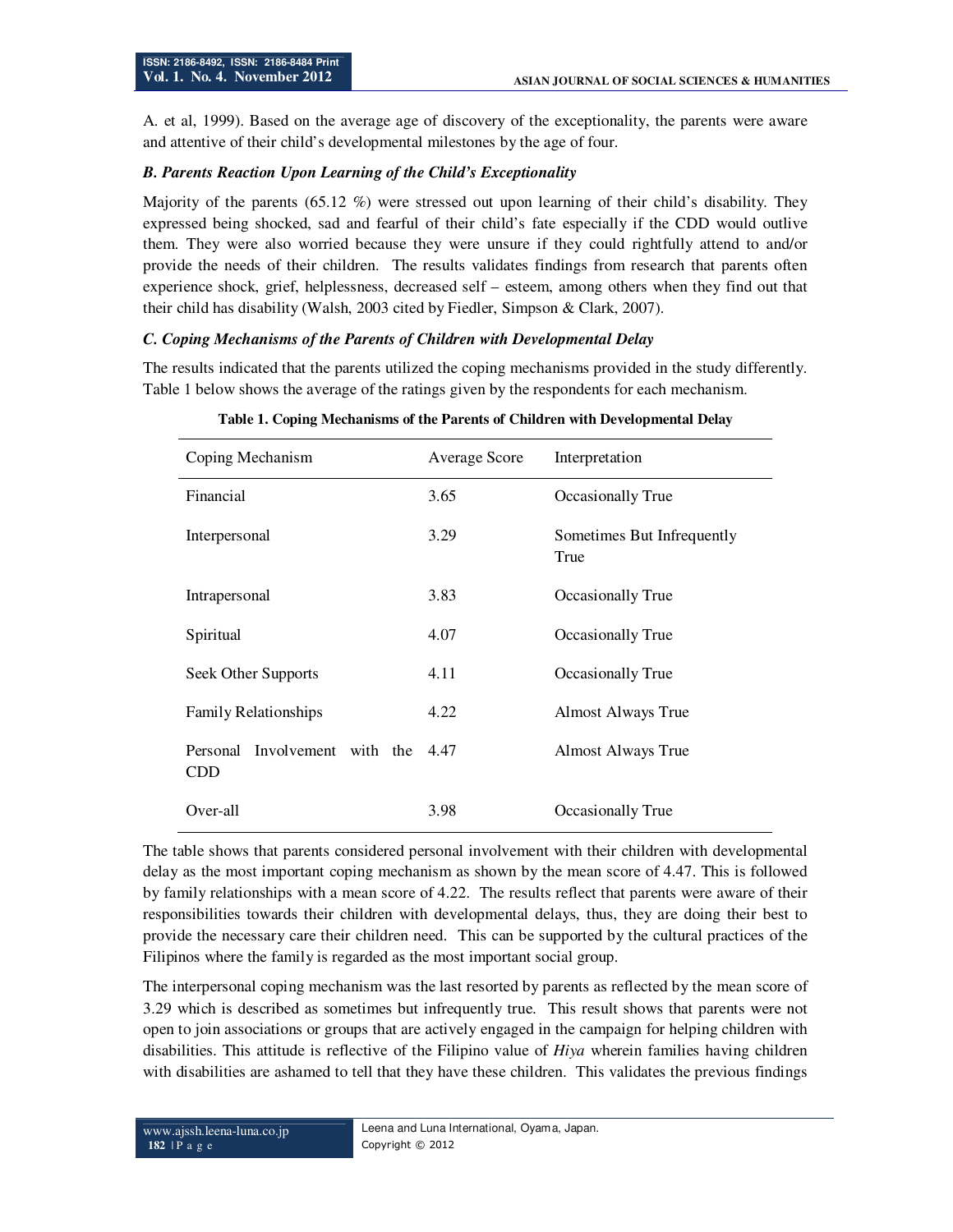A. et al, 1999). Based on the average age of discovery of the exceptionality, the parents were aware and attentive of their child's developmental milestones by the age of four.

### *B. Parents Reaction Upon Learning of the Child's Exceptionality*

Majority of the parents (65.12 %) were stressed out upon learning of their child's disability. They expressed being shocked, sad and fearful of their child's fate especially if the CDD would outlive them. They were also worried because they were unsure if they could rightfully attend to and/or provide the needs of their children. The results validates findings from research that parents often experience shock, grief, helplessness, decreased self – esteem, among others when they find out that their child has disability (Walsh, 2003 cited by Fiedler, Simpson & Clark, 2007).

### *C. Coping Mechanisms of the Parents of Children with Developmental Delay*

The results indicated that the parents utilized the coping mechanisms provided in the study differently. Table 1 below shows the average of the ratings given by the respondents for each mechanism.

**Table 1. Coping Mechanisms of the Parents of Children with Developmental Delay**

| Coping Mechanism | Average Score | Interpretation |
|---|---|---|
| Financial | 3.65 | Occasionally True |
| Interpersonal | 3.29 | Sometimes But Infrequently True |
| Intrapersonal | 3.83 | Occasionally True |
| Spiritual | 4.07 | Occasionally True |
| Seek Other Supports | 4.11 | Occasionally True |
| Family Relationships | 4.22 | Almost Always True |
| Personal Involvement with the CDD | 4.47 | Almost Always True |
| Over-all | 3.98 | Occasionally True |

The table shows that parents considered personal involvement with their children with developmental delay as the most important coping mechanism as shown by the mean score of 4.47. This is followed by family relationships with a mean score of 4.22. The results reflect that parents were aware of their responsibilities towards their children with developmental delays, thus, they are doing their best to provide the necessary care their children need. This can be supported by the cultural practices of the Filipinos where the family is regarded as the most important social group.

The interpersonal coping mechanism was the last resorted by parents as reflected by the mean score of 3.29 which is described as sometimes but infrequently true. This result shows that parents were not open to join associations or groups that are actively engaged in the campaign for helping children with disabilities. This attitude is reflective of the Filipino value of *Hiya* wherein families having children with disabilities are ashamed to tell that they have these children. This validates the previous findings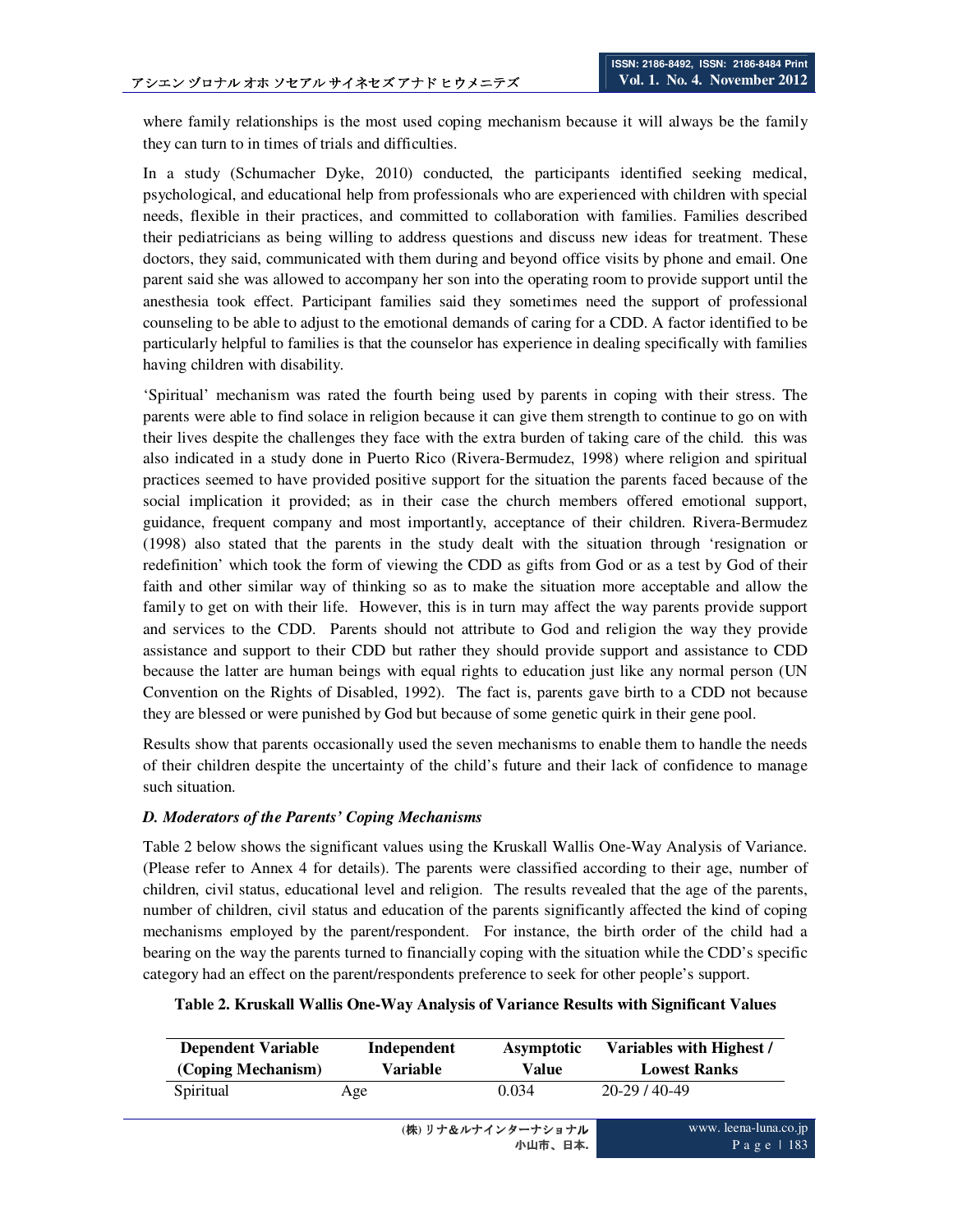where family relationships is the most used coping mechanism because it will always be the family they can turn to in times of trials and difficulties.

In a study (Schumacher Dyke, 2010) conducted, the participants identified seeking medical, psychological, and educational help from professionals who are experienced with children with special needs, flexible in their practices, and committed to collaboration with families. Families described their pediatricians as being willing to address questions and discuss new ideas for treatment. These doctors, they said, communicated with them during and beyond office visits by phone and email. One parent said she was allowed to accompany her son into the operating room to provide support until the anesthesia took effect. Participant families said they sometimes need the support of professional counseling to be able to adjust to the emotional demands of caring for a CDD. A factor identified to be particularly helpful to families is that the counselor has experience in dealing specifically with families having children with disability.

'Spiritual' mechanism was rated the fourth being used by parents in coping with their stress. The parents were able to find solace in religion because it can give them strength to continue to go on with their lives despite the challenges they face with the extra burden of taking care of the child. this was also indicated in a study done in Puerto Rico (Rivera-Bermudez, 1998) where religion and spiritual practices seemed to have provided positive support for the situation the parents faced because of the social implication it provided; as in their case the church members offered emotional support, guidance, frequent company and most importantly, acceptance of their children. Rivera-Bermudez (1998) also stated that the parents in the study dealt with the situation through 'resignation or redefinition' which took the form of viewing the CDD as gifts from God or as a test by God of their faith and other similar way of thinking so as to make the situation more acceptable and allow the family to get on with their life. However, this is in turn may affect the way parents provide support and services to the CDD. Parents should not attribute to God and religion the way they provide assistance and support to their CDD but rather they should provide support and assistance to CDD because the latter are human beings with equal rights to education just like any normal person (UN Convention on the Rights of Disabled, 1992). The fact is, parents gave birth to a CDD not because they are blessed or were punished by God but because of some genetic quirk in their gene pool.

Results show that parents occasionally used the seven mechanisms to enable them to handle the needs of their children despite the uncertainty of the child's future and their lack of confidence to manage such situation.

### *D. Moderators of the Parents' Coping Mechanisms*

Table 2 below shows the significant values using the Kruskall Wallis One-Way Analysis of Variance. (Please refer to Annex 4 for details). The parents were classified according to their age, number of children, civil status, educational level and religion. The results revealed that the age of the parents, number of children, civil status and education of the parents significantly affected the kind of coping mechanisms employed by the parent/respondent. For instance, the birth order of the child had a bearing on the way the parents turned to financially coping with the situation while the CDD's specific category had an effect on the parent/respondents preference to seek for other people's support.

**Table 2. Kruskall Wallis One-Way Analysis of Variance Results with Significant Values**

| Dependent Variable (Coping Mechanism) | Independent Variable | Asymptotic Value | Variables with Highest / Lowest Ranks |
|---|---|---|---|
| Spiritual | Age | 0.034 | 20-29 / 40-49 |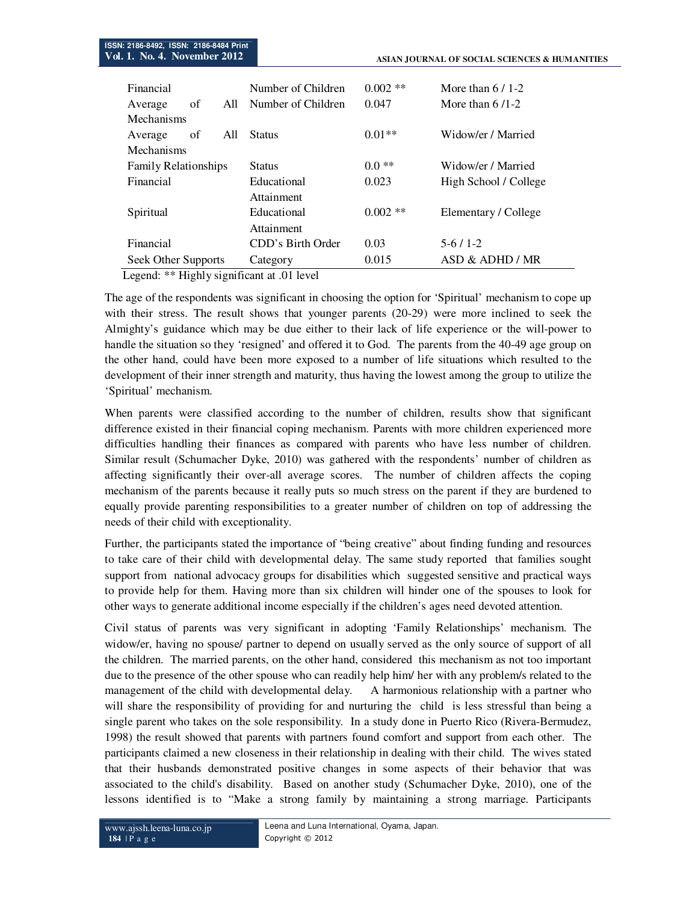| | | | |
|---|---|---|---|
| Financial | Number of Children | 0.002 ** | More than 6 / 1-2 |
| Average of All Mechanisms | Number of Children | 0.047 | More than 6 /1-2 |
| Average of All Mechanisms | Status | 0.01** | Widow/er / Married |
| Family Relationships | Status | 0.0 ** | Widow/er / Married |
| Financial | Educational Attainment | 0.023 | High School / College |
| Spiritual | Educational Attainment | 0.002 ** | Elementary / College |
| Financial | CDD's Birth Order | 0.03 | 5-6 / 1-2 |
| Seek Other Supports | Category | 0.015 | ASD & ADHD / MR |

Legend: ** Highly significant at .01 level

The age of the respondents was significant in choosing the option for 'Spiritual' mechanism to cope up with their stress. The result shows that younger parents (20-29) were more inclined to seek the Almighty's guidance which may be due either to their lack of life experience or the will-power to handle the situation so they 'resigned' and offered it to God. The parents from the 40-49 age group on the other hand, could have been more exposed to a number of life situations which resulted to the development of their inner strength and maturity, thus having the lowest among the group to utilize the 'Spiritual' mechanism.

When parents were classified according to the number of children, results show that significant difference existed in their financial coping mechanism. Parents with more children experienced more difficulties handling their finances as compared with parents who have less number of children. Similar result (Schumacher Dyke, 2010) was gathered with the respondents' number of children as affecting significantly their over-all average scores. The number of children affects the coping mechanism of the parents because it really puts so much stress on the parent if they are burdened to equally provide parenting responsibilities to a greater number of children on top of addressing the needs of their child with exceptionality.

Further, the participants stated the importance of "being creative" about finding funding and resources to take care of their child with developmental delay. The same study reported that families sought support from national advocacy groups for disabilities which suggested sensitive and practical ways to provide help for them. Having more than six children will hinder one of the spouses to look for other ways to generate additional income especially if the children's ages need devoted attention.

Civil status of parents was very significant in adopting 'Family Relationships' mechanism. The widow/er, having no spouse/ partner to depend on usually served as the only source of support of all the children. The married parents, on the other hand, considered this mechanism as not too important due to the presence of the other spouse who can readily help him/ her with any problem/s related to the management of the child with developmental delay. A harmonious relationship with a partner who will share the responsibility of providing for and nurturing the child is less stressful than being a single parent who takes on the sole responsibility. In a study done in Puerto Rico (Rivera-Bermudez, 1998) the result showed that parents with partners found comfort and support from each other. The participants claimed a new closeness in their relationship in dealing with their child. The wives stated that their husbands demonstrated positive changes in some aspects of their behavior that was associated to the child's disability. Based on another study (Schumacher Dyke, 2010), one of the lessons identified is to "Make a strong family by maintaining a strong marriage. Participants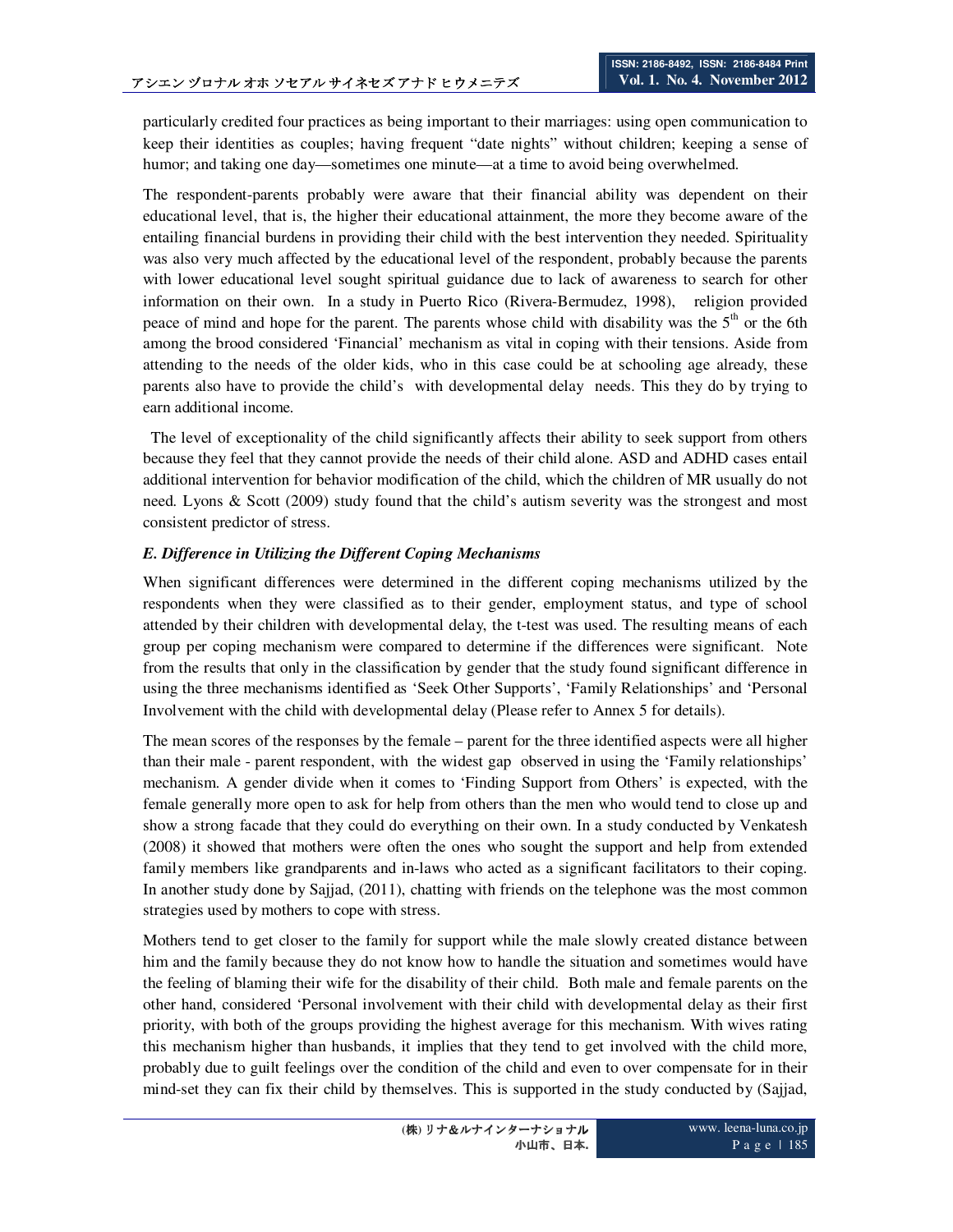particularly credited four practices as being important to their marriages: using open communication to keep their identities as couples; having frequent "date nights" without children; keeping a sense of humor; and taking one day—sometimes one minute—at a time to avoid being overwhelmed.

The respondent-parents probably were aware that their financial ability was dependent on their educational level, that is, the higher their educational attainment, the more they become aware of the entailing financial burdens in providing their child with the best intervention they needed. Spirituality was also very much affected by the educational level of the respondent, probably because the parents with lower educational level sought spiritual guidance due to lack of awareness to search for other information on their own. In a study in Puerto Rico (Rivera-Bermudez, 1998), religion provided peace of mind and hope for the parent. The parents whose child with disability was the 5$^{th}$ or the 6th among the brood considered 'Financial' mechanism as vital in coping with their tensions. Aside from attending to the needs of the older kids, who in this case could be at schooling age already, these parents also have to provide the child's with developmental delay needs. This they do by trying to earn additional income.

The level of exceptionality of the child significantly affects their ability to seek support from others because they feel that they cannot provide the needs of their child alone. ASD and ADHD cases entail additional intervention for behavior modification of the child, which the children of MR usually do not need. Lyons & Scott (2009) study found that the child's autism severity was the strongest and most consistent predictor of stress.

### *E. Difference in Utilizing the Different Coping Mechanisms*

When significant differences were determined in the different coping mechanisms utilized by the respondents when they were classified as to their gender, employment status, and type of school attended by their children with developmental delay, the t-test was used. The resulting means of each group per coping mechanism were compared to determine if the differences were significant. Note from the results that only in the classification by gender that the study found significant difference in using the three mechanisms identified as 'Seek Other Supports', 'Family Relationships' and 'Personal Involvement with the child with developmental delay (Please refer to Annex 5 for details).

The mean scores of the responses by the female – parent for the three identified aspects were all higher than their male - parent respondent, with the widest gap observed in using the 'Family relationships' mechanism. A gender divide when it comes to 'Finding Support from Others' is expected, with the female generally more open to ask for help from others than the men who would tend to close up and show a strong facade that they could do everything on their own. In a study conducted by Venkatesh (2008) it showed that mothers were often the ones who sought the support and help from extended family members like grandparents and in-laws who acted as a significant facilitators to their coping. In another study done by Sajjad, (2011), chatting with friends on the telephone was the most common strategies used by mothers to cope with stress.

Mothers tend to get closer to the family for support while the male slowly created distance between him and the family because they do not know how to handle the situation and sometimes would have the feeling of blaming their wife for the disability of their child. Both male and female parents on the other hand, considered 'Personal involvement with their child with developmental delay as their first priority, with both of the groups providing the highest average for this mechanism. With wives rating this mechanism higher than husbands, it implies that they tend to get involved with the child more, probably due to guilt feelings over the condition of the child and even to over compensate for in their mind-set they can fix their child by themselves. This is supported in the study conducted by (Sajjad,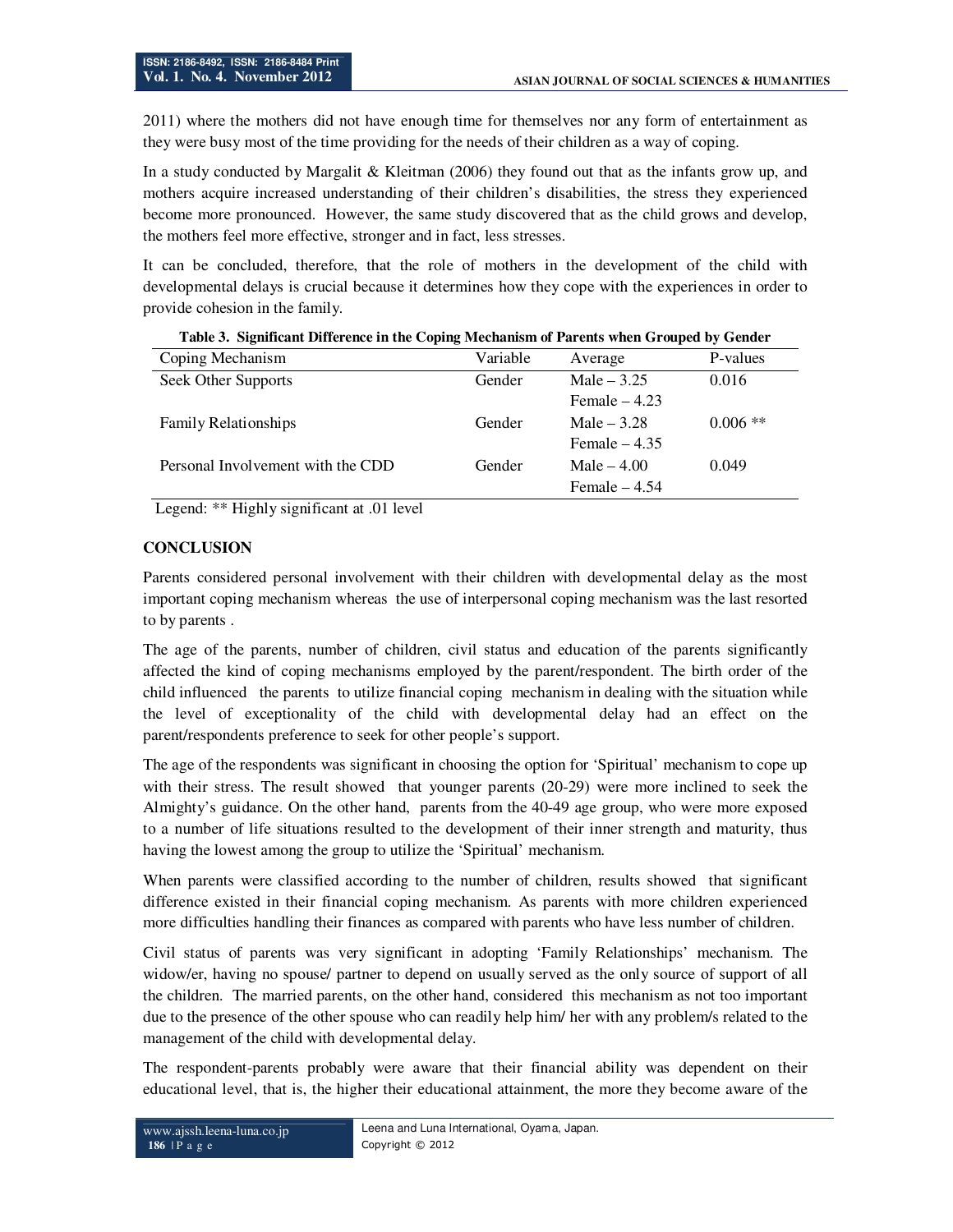2011) where the mothers did not have enough time for themselves nor any form of entertainment as they were busy most of the time providing for the needs of their children as a way of coping.

In a study conducted by Margalit & Kleitman (2006) they found out that as the infants grow up, and mothers acquire increased understanding of their children's disabilities, the stress they experienced become more pronounced. However, the same study discovered that as the child grows and develop, the mothers feel more effective, stronger and in fact, less stresses.

It can be concluded, therefore, that the role of mothers in the development of the child with developmental delays is crucial because it determines how they cope with the experiences in order to provide cohesion in the family.

**Table 3. Significant Difference in the Coping Mechanism of Parents when Grouped by Gender**

| Coping Mechanism | Variable | Average | P-values |
|---|---|---|---|
| Seek Other Supports | Gender | Male – 3.25<br>Female – 4.23 | 0.016 |
| Family Relationships | Gender | Male – 3.28<br>Female – 4.35 | 0.006 ** |
| Personal Involvement with the CDD | Gender | Male – 4.00<br>Female – 4.54 | 0.049 |

Legend: ** Highly significant at .01 level

## CONCLUSION

Parents considered personal involvement with their children with developmental delay as the most important coping mechanism whereas the use of interpersonal coping mechanism was the last resorted to by parents .

The age of the parents, number of children, civil status and education of the parents significantly affected the kind of coping mechanisms employed by the parent/respondent. The birth order of the child influenced the parents to utilize financial coping mechanism in dealing with the situation while the level of exceptionality of the child with developmental delay had an effect on the parent/respondents preference to seek for other people's support.

The age of the respondents was significant in choosing the option for 'Spiritual' mechanism to cope up with their stress. The result showed that younger parents (20-29) were more inclined to seek the Almighty's guidance. On the other hand, parents from the 40-49 age group, who were more exposed to a number of life situations resulted to the development of their inner strength and maturity, thus having the lowest among the group to utilize the 'Spiritual' mechanism.

When parents were classified according to the number of children, results showed that significant difference existed in their financial coping mechanism. As parents with more children experienced more difficulties handling their finances as compared with parents who have less number of children.

Civil status of parents was very significant in adopting 'Family Relationships' mechanism. The widow/er, having no spouse/ partner to depend on usually served as the only source of support of all the children. The married parents, on the other hand, considered this mechanism as not too important due to the presence of the other spouse who can readily help him/ her with any problem/s related to the management of the child with developmental delay.

The respondent-parents probably were aware that their financial ability was dependent on their educational level, that is, the higher their educational attainment, the more they become aware of the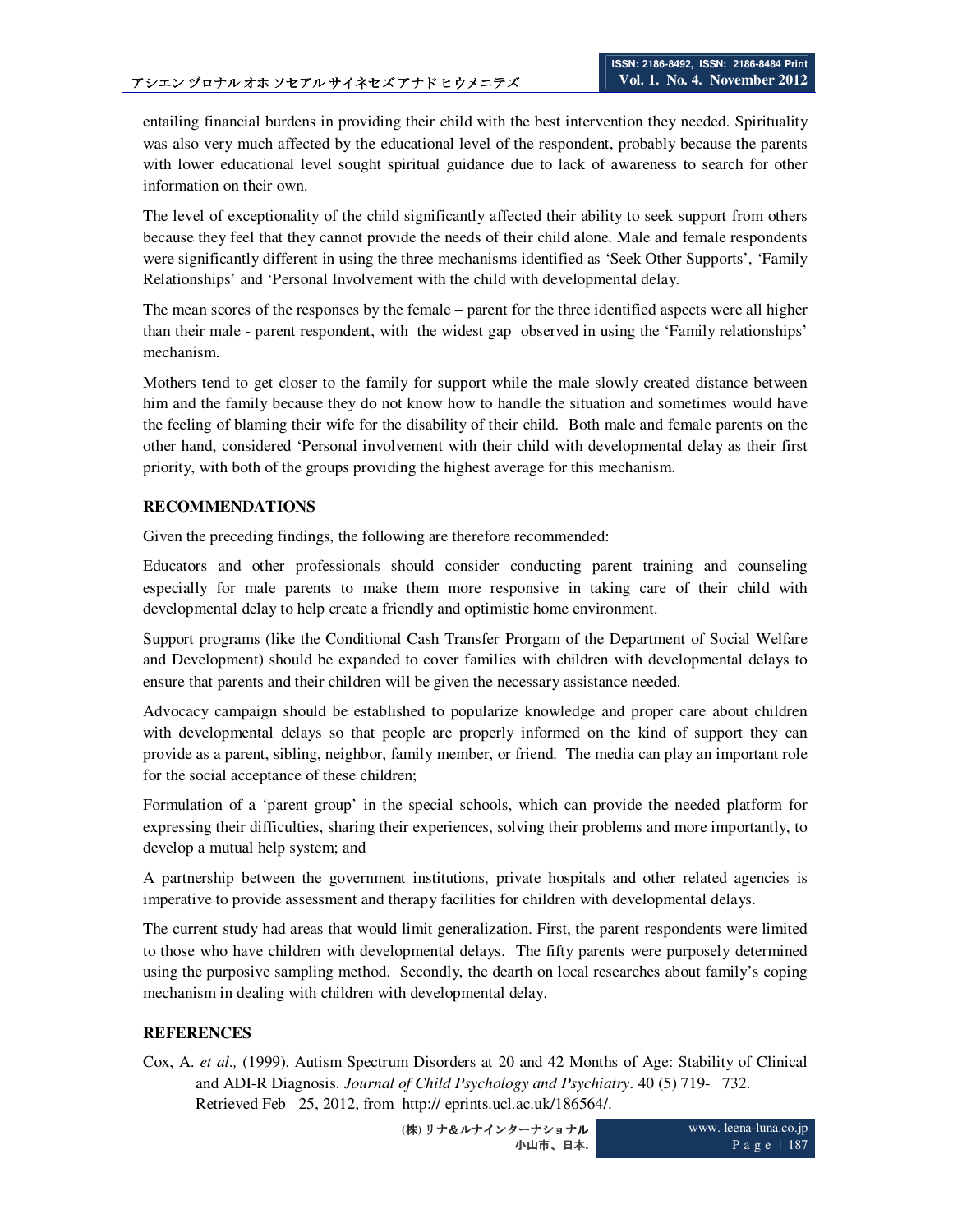entailing financial burdens in providing their child with the best intervention they needed. Spirituality was also very much affected by the educational level of the respondent, probably because the parents with lower educational level sought spiritual guidance due to lack of awareness to search for other information on their own.

The level of exceptionality of the child significantly affected their ability to seek support from others because they feel that they cannot provide the needs of their child alone. Male and female respondents were significantly different in using the three mechanisms identified as 'Seek Other Supports', 'Family Relationships' and 'Personal Involvement with the child with developmental delay.

The mean scores of the responses by the female – parent for the three identified aspects were all higher than their male - parent respondent, with the widest gap observed in using the 'Family relationships' mechanism.

Mothers tend to get closer to the family for support while the male slowly created distance between him and the family because they do not know how to handle the situation and sometimes would have the feeling of blaming their wife for the disability of their child. Both male and female parents on the other hand, considered 'Personal involvement with their child with developmental delay as their first priority, with both of the groups providing the highest average for this mechanism.

## RECOMMENDATIONS

Given the preceding findings, the following are therefore recommended:

Educators and other professionals should consider conducting parent training and counseling especially for male parents to make them more responsive in taking care of their child with developmental delay to help create a friendly and optimistic home environment.

Support programs (like the Conditional Cash Transfer Prorgam of the Department of Social Welfare and Development) should be expanded to cover families with children with developmental delays to ensure that parents and their children will be given the necessary assistance needed.

Advocacy campaign should be established to popularize knowledge and proper care about children with developmental delays so that people are properly informed on the kind of support they can provide as a parent, sibling, neighbor, family member, or friend. The media can play an important role for the social acceptance of these children;

Formulation of a 'parent group' in the special schools, which can provide the needed platform for expressing their difficulties, sharing their experiences, solving their problems and more importantly, to develop a mutual help system; and

A partnership between the government institutions, private hospitals and other related agencies is imperative to provide assessment and therapy facilities for children with developmental delays.

The current study had areas that would limit generalization. First, the parent respondents were limited to those who have children with developmental delays. The fifty parents were purposely determined using the purposive sampling method. Secondly, the dearth on local researches about family's coping mechanism in dealing with children with developmental delay.

## REFERENCES

Cox, A. *et al.,* (1999). Autism Spectrum Disorders at 20 and 42 Months of Age: Stability of Clinical and ADI-R Diagnosis. *Journal of Child Psychology and Psychiatry*. 40 (5) 719- 732. Retrieved Feb 25, 2012, from http:// eprints.ucl.ac.uk/186564/.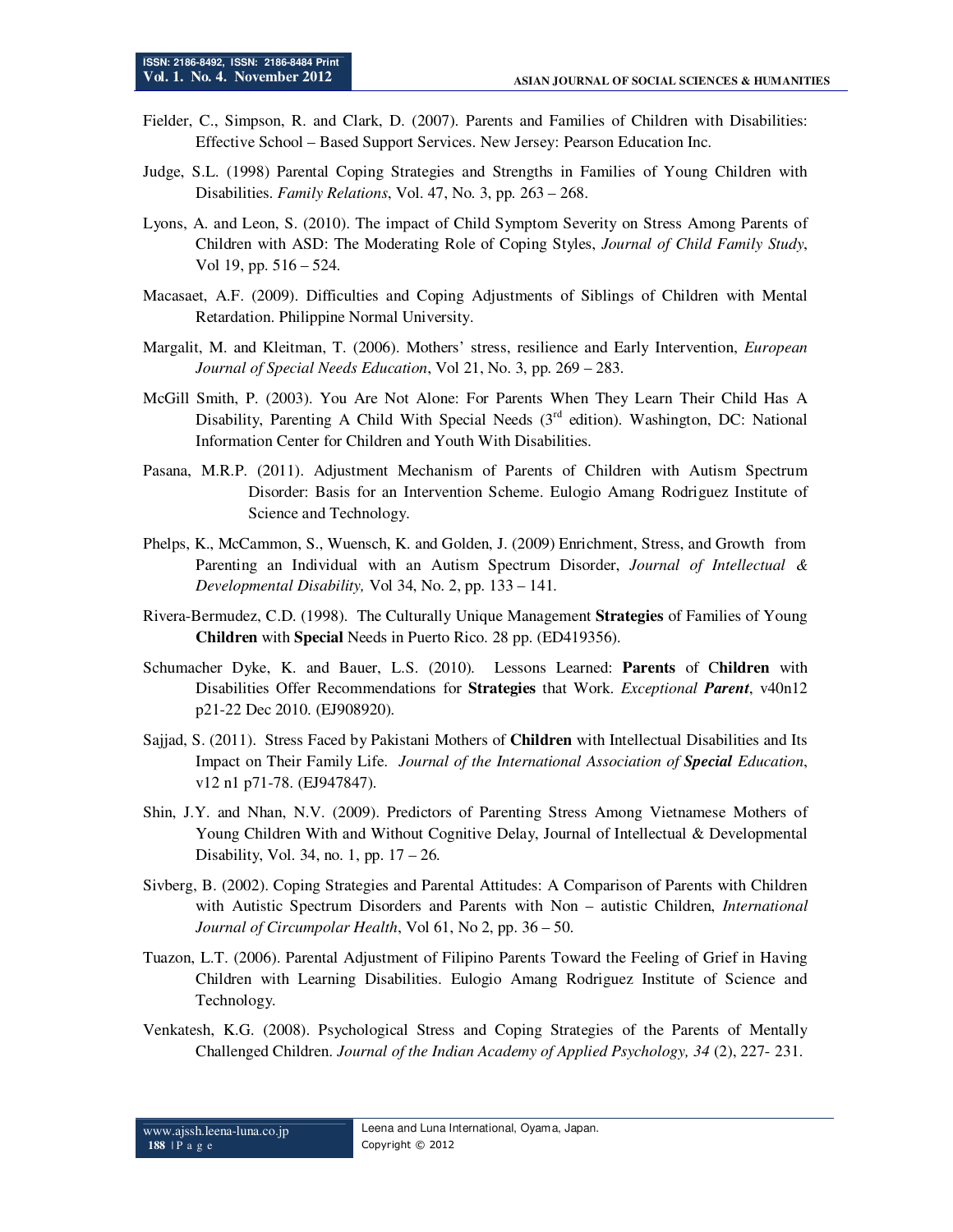Fielder, C., Simpson, R. and Clark, D. (2007). Parents and Families of Children with Disabilities: Effective School – Based Support Services. New Jersey: Pearson Education Inc.

Judge, S.L. (1998) Parental Coping Strategies and Strengths in Families of Young Children with Disabilities. *Family Relations*, Vol. 47, No. 3, pp. 263 – 268.

Lyons, A. and Leon, S. (2010). The impact of Child Symptom Severity on Stress Among Parents of Children with ASD: The Moderating Role of Coping Styles, *Journal of Child Family Study*, Vol 19, pp. 516 – 524.

Macasaet, A.F. (2009). Difficulties and Coping Adjustments of Siblings of Children with Mental Retardation. Philippine Normal University.

Margalit, M. and Kleitman, T. (2006). Mothers' stress, resilience and Early Intervention, *European Journal of Special Needs Education*, Vol 21, No. 3, pp. 269 – 283.

McGill Smith, P. (2003). You Are Not Alone: For Parents When They Learn Their Child Has A Disability, Parenting A Child With Special Needs (3rd edition). Washington, DC: National Information Center for Children and Youth With Disabilities.

Pasana, M.R.P. (2011). Adjustment Mechanism of Parents of Children with Autism Spectrum Disorder: Basis for an Intervention Scheme. Eulogio Amang Rodriguez Institute of Science and Technology.

Phelps, K., McCammon, S., Wuensch, K. and Golden, J. (2009) Enrichment, Stress, and Growth from Parenting an Individual with an Autism Spectrum Disorder, *Journal of Intellectual & Developmental Disability,* Vol 34, No. 2, pp. 133 – 141.

Rivera-Bermudez, C.D. (1998). The Culturally Unique Management **Strategies** of Families of Young **Children** with **Special** Needs in Puerto Rico. 28 pp. (ED419356).

Schumacher Dyke, K. and Bauer, L.S. (2010). Lessons Learned: **Parents** of C**hildren** with Disabilities Offer Recommendations for **Strategies** that Work. *Exceptional **Parent***, v40n12 p21-22 Dec 2010. (EJ908920).

Sajjad, S. (2011). Stress Faced by Pakistani Mothers of **Children** with Intellectual Disabilities and Its Impact on Their Family Life. *Journal of the International Association of **Special** Education*, v12 n1 p71-78. (EJ947847).

Shin, J.Y. and Nhan, N.V. (2009). Predictors of Parenting Stress Among Vietnamese Mothers of Young Children With and Without Cognitive Delay, Journal of Intellectual & Developmental Disability, Vol. 34, no. 1, pp. 17 – 26.

Sivberg, B. (2002). Coping Strategies and Parental Attitudes: A Comparison of Parents with Children with Autistic Spectrum Disorders and Parents with Non – autistic Children, *International Journal of Circumpolar Health*, Vol 61, No 2, pp. 36 – 50.

Tuazon, L.T. (2006). Parental Adjustment of Filipino Parents Toward the Feeling of Grief in Having Children with Learning Disabilities. Eulogio Amang Rodriguez Institute of Science and Technology.

Venkatesh, K.G. (2008). Psychological Stress and Coping Strategies of the Parents of Mentally Challenged Children. *Journal of the Indian Academy of Applied Psychology, 34* (2), 227- 231.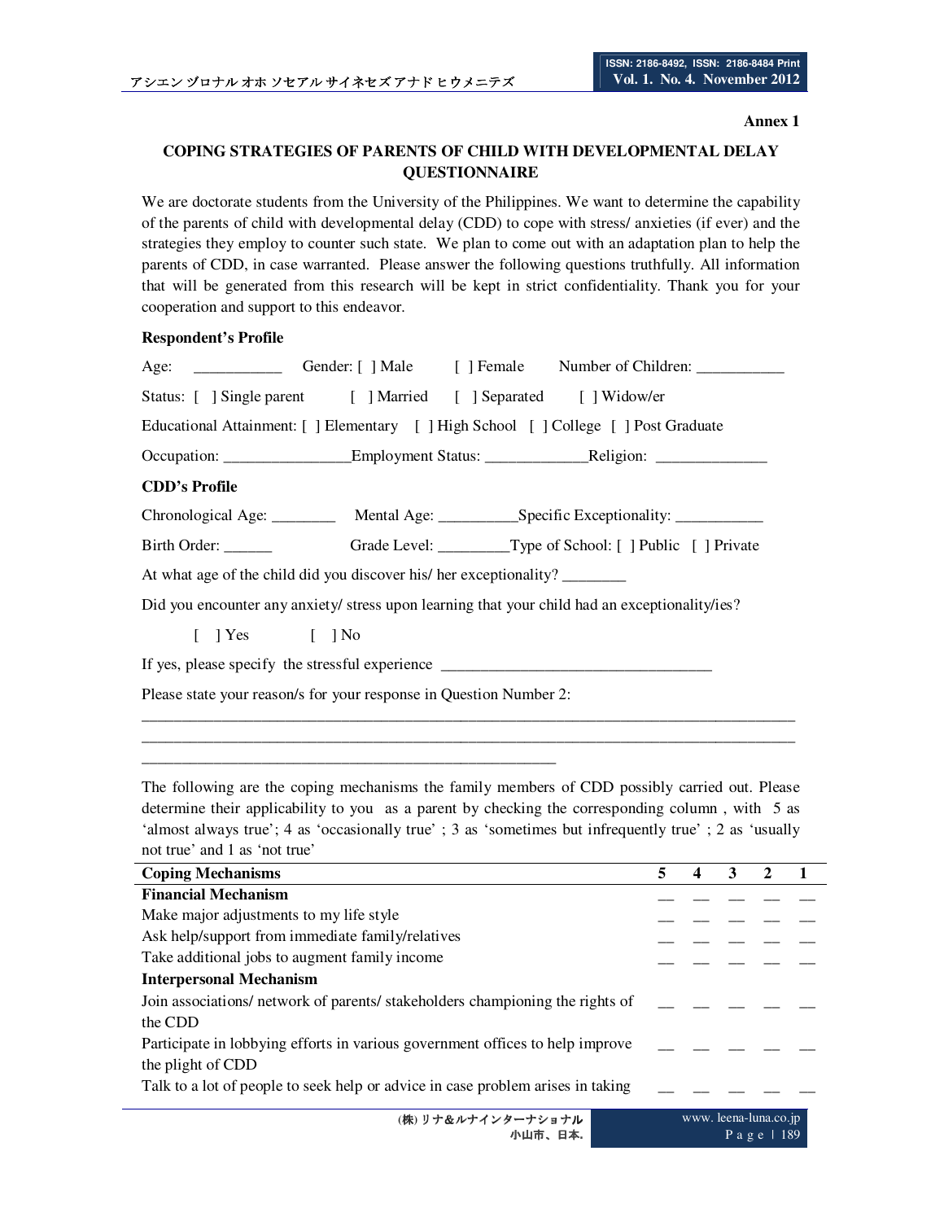**Annex 1**

## COPING STRATEGIES OF PARENTS OF CHILD WITH DEVELOPMENTAL DELAY QUESTIONNAIRE

We are doctorate students from the University of the Philippines. We want to determine the capability of the parents of child with developmental delay (CDD) to cope with stress/ anxieties (if ever) and the strategies they employ to counter such state. We plan to come out with an adaptation plan to help the parents of CDD, in case warranted. Please answer the following questions truthfully. All information that will be generated from this research will be kept in strict confidentiality. Thank you for your cooperation and support to this endeavor.

**Respondent's Profile**

Age: ___________ Gender: [ ] Male [ ] Female Number of Children: ___________

Status: [ ] Single parent [ ] Married [ ] Separated [ ] Widow/er

Educational Attainment: [ ] Elementary [ ] High School [ ] College [ ] Post Graduate

Occupation: ________________Employment Status: _____________Religion: ______________

**CDD's Profile**

Chronological Age: ________ Mental Age: __________Specific Exceptionality: ___________

Birth Order: ______ Grade Level: _________Type of School: [ ] Public [ ] Private

At what age of the child did you discover his/ her exceptionality? ________

Did you encounter any anxiety/ stress upon learning that your child had an exceptionality/ies?

[ ] Yes [ ] No

If yes, please specify the stressful experience ___________________________________

Please state your reason/s for your response in Question Number 2:

_____________________________________________________________________________________
_____________________________________________________________________________________
____________________________________________________

The following are the coping mechanisms the family members of CDD possibly carried out. Please determine their applicability to you as a parent by checking the corresponding column , with 5 as 'almost always true'; 4 as 'occasionally true' ; 3 as 'sometimes but infrequently true' ; 2 as 'usually not true' and 1 as 'not true'

| Coping Mechanisms | 5 | 4 | 3 | 2 | 1 |
|---|---|---|---|---|---|
| **Financial Mechanism** | __ | __ | __ | __ | __ |
| Make major adjustments to my life style | __ | __ | __ | __ | __ |
| Ask help/support from immediate family/relatives | __ | __ | __ | __ | __ |
| Take additional jobs to augment family income | __ | __ | __ | __ | __ |
| **Interpersonal Mechanism** | | | | | |
| Join associations/ network of parents/ stakeholders championing the rights of the CDD | __ | __ | __ | __ | __ |
| Participate in lobbying efforts in various government offices to help improve the plight of CDD | __ | __ | __ | __ | __ |
| Talk to a lot of people to seek help or advice in case problem arises in taking | __ | __ | __ | __ | __ |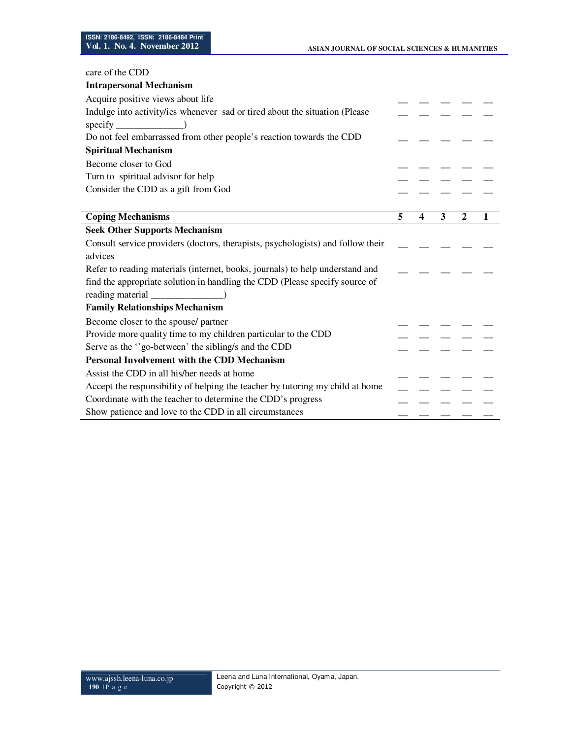| | | | | | |
|---|---|---|---|---|---|
| care of the CDD | | | | | |
| **Intrapersonal Mechanism** | | | | | |
| Acquire positive views about life | __ | __ | __ | __ | __ |
| Indulge into activity/ies whenever sad or tired about the situation (Please specify ______________) | __ | __ | __ | __ | __ |
| Do not feel embarrassed from other people's reaction towards the CDD | __ | __ | __ | __ | __ |
| **Spiritual Mechanism** | | | | | |
| Become closer to God | __ | __ | __ | __ | __ |
| Turn to spiritual advisor for help | __ | __ | __ | __ | __ |
| Consider the CDD as a gift from God | __ | __ | __ | __ | __ |

| Coping Mechanisms | 5 | 4 | 3 | 2 | 1 |
|---|---|---|---|---|---|
| **Seek Other Supports Mechanism** | | | | | |
| Consult service providers (doctors, therapists, psychologists) and follow their advices | __ | __ | __ | __ | __ |
| Refer to reading materials (internet, books, journals) to help understand and find the appropriate solution in handling the CDD (Please specify source of reading material _______________) | __ | __ | __ | __ | __ |
| **Family Relationships Mechanism** | | | | | |
| Become closer to the spouse/ partner | __ | __ | __ | __ | __ |
| Provide more quality time to my children particular to the CDD | __ | __ | __ | __ | __ |
| Serve as the ''go-between' the sibling/s and the CDD | __ | __ | __ | __ | __ |
| **Personal Involvement with the CDD Mechanism** | | | | | |
| Assist the CDD in all his/her needs at home | __ | __ | __ | __ | __ |
| Accept the responsibility of helping the teacher by tutoring my child at home | __ | __ | __ | __ | __ |
| Coordinate with the teacher to determine the CDD's progress | __ | __ | __ | __ | __ |
| Show patience and love to the CDD in all circumstances | __ | __ | __ | __ | __ |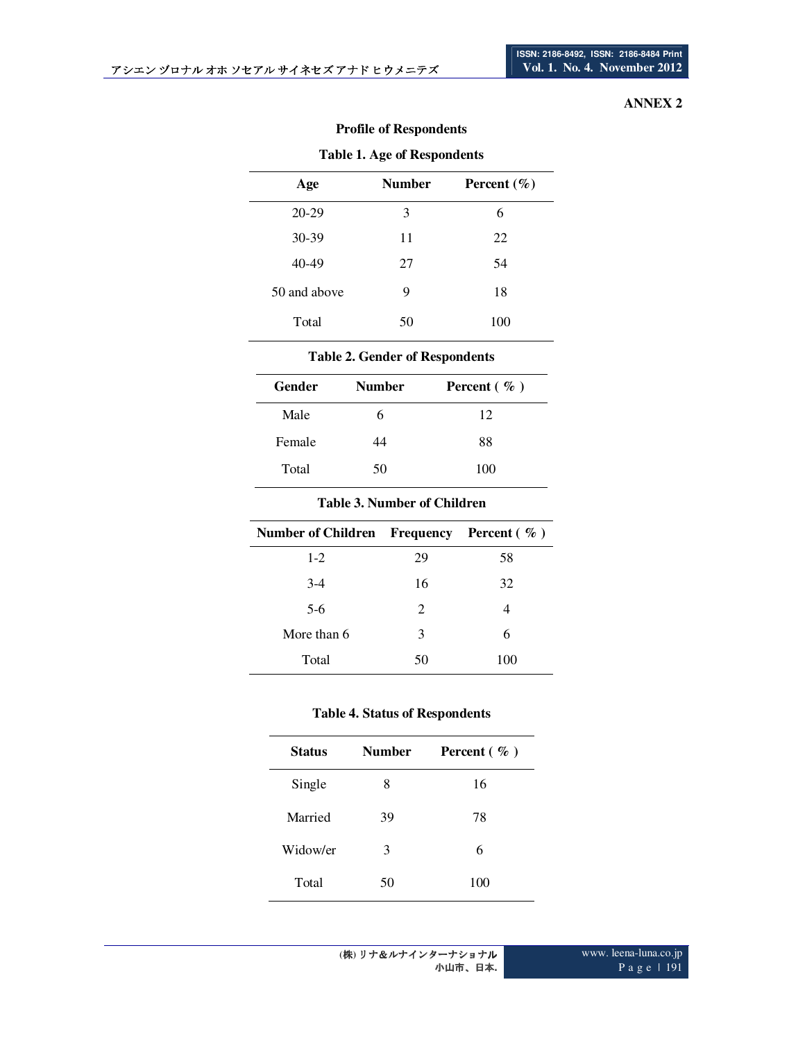**ANNEX 2**

## Profile of Respondents

**Table 1. Age of Respondents**

| Age | Number | Percent (%) |
|---|---|---|
| 20-29 | 3 | 6 |
| 30-39 | 11 | 22 |
| 40-49 | 27 | 54 |
| 50 and above | 9 | 18 |
| Total | 50 | 100 |

**Table 2. Gender of Respondents**

| Gender | Number | Percent ( % ) |
|---|---|---|
| Male | 6 | 12 |
| Female | 44 | 88 |
| Total | 50 | 100 |

**Table 3. Number of Children**

| Number of Children | Frequency | Percent ( % ) |
|---|---|---|
| 1-2 | 29 | 58 |
| 3-4 | 16 | 32 |
| 5-6 | 2 | 4 |
| More than 6 | 3 | 6 |
| Total | 50 | 100 |

**Table 4. Status of Respondents**

| Status | Number | Percent ( % ) |
|---|---|---|
| Single | 8 | 16 |
| Married | 39 | 78 |
| Widow/er | 3 | 6 |
| Total | 50 | 100 |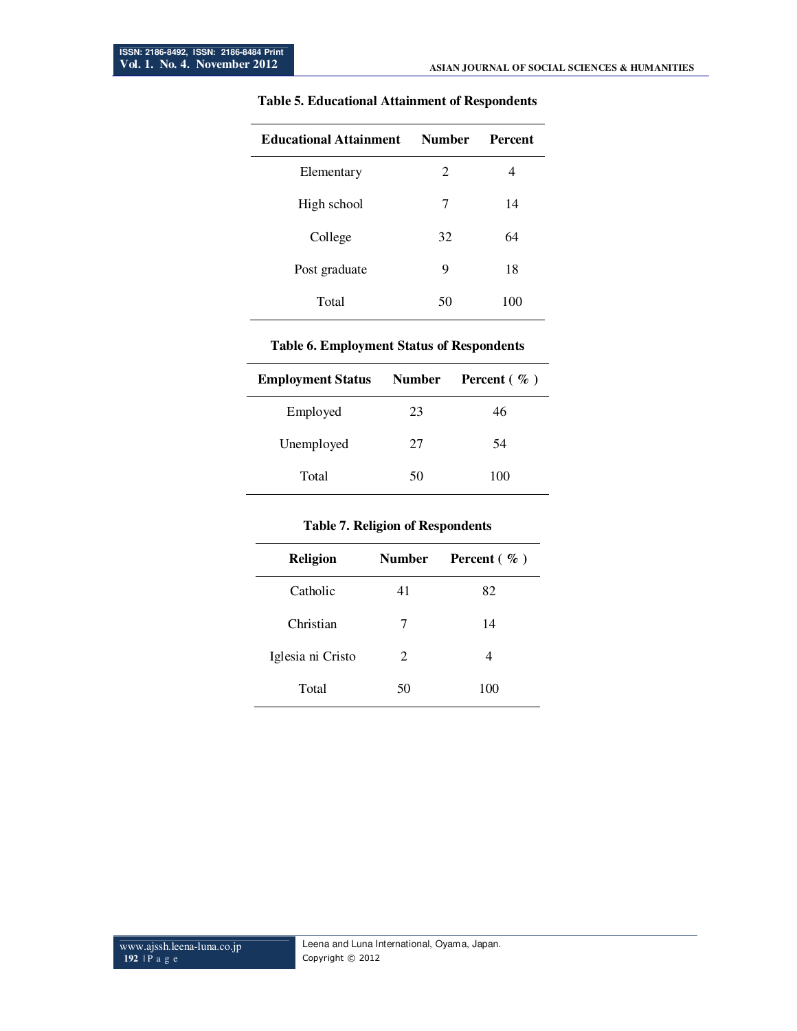**Table 5. Educational Attainment of Respondents**

| Educational Attainment | Number | Percent |
|---|---|---|
| Elementary | 2 | 4 |
| High school | 7 | 14 |
| College | 32 | 64 |
| Post graduate | 9 | 18 |
| Total | 50 | 100 |

**Table 6. Employment Status of Respondents**

| Employment Status | Number | Percent ( % ) |
|---|---|---|
| Employed | 23 | 46 |
| Unemployed | 27 | 54 |
| Total | 50 | 100 |

**Table 7. Religion of Respondents**

| Religion | Number | Percent ( % ) |
|---|---|---|
| Catholic | 41 | 82 |
| Christian | 7 | 14 |
| Iglesia ni Cristo | 2 | 4 |
| Total | 50 | 100 |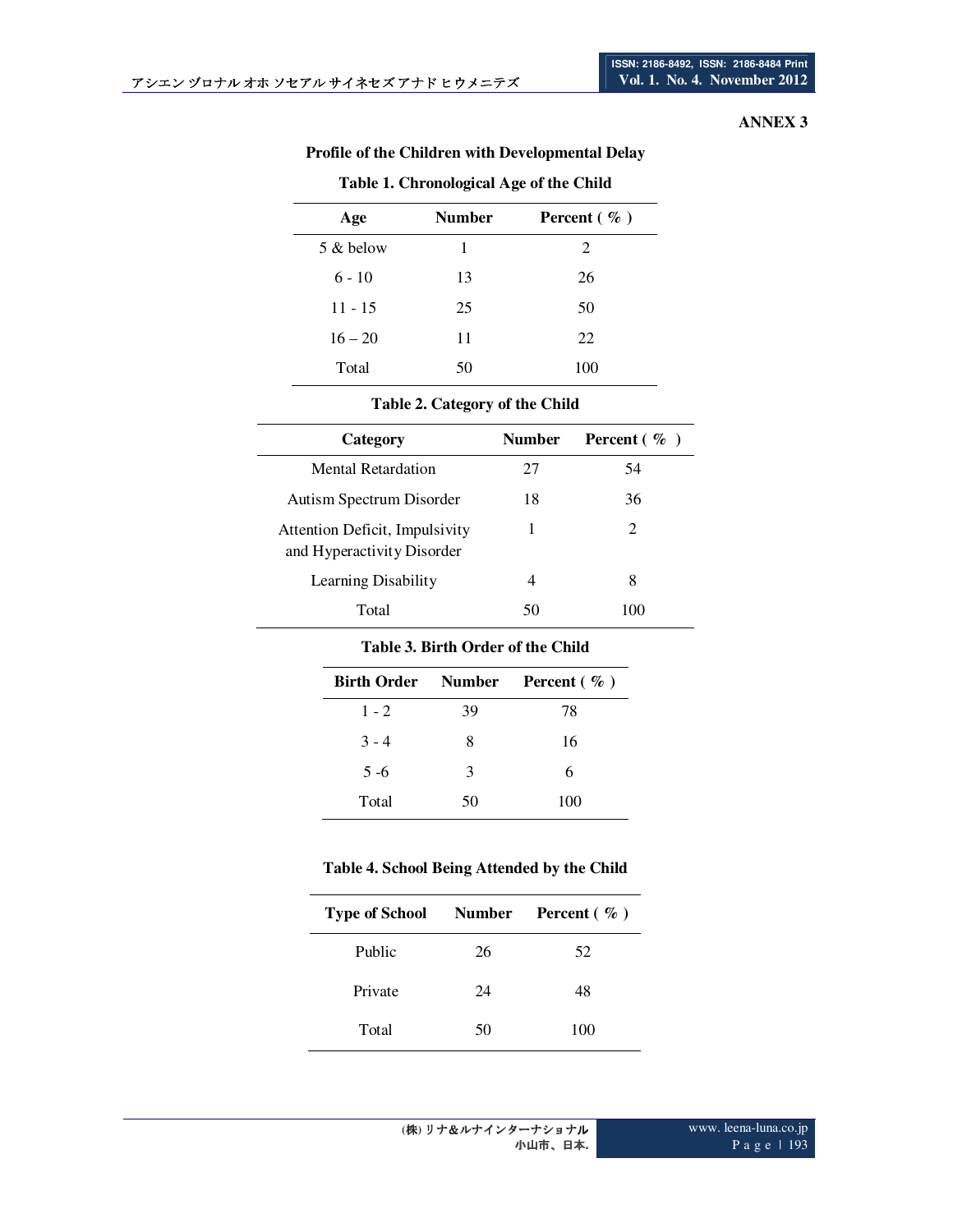**ANNEX 3**

## Profile of the Children with Developmental Delay

**Table 1. Chronological Age of the Child**

| Age | Number | Percent ( % ) |
|---|---|---|
| 5 & below | 1 | 2 |
| 6 - 10 | 13 | 26 |
| 11 - 15 | 25 | 50 |
| 16 – 20 | 11 | 22 |
| Total | 50 | 100 |

**Table 2. Category of the Child**

| Category | Number | Percent ( % ) |
|---|---|---|
| Mental Retardation | 27 | 54 |
| Autism Spectrum Disorder | 18 | 36 |
| Attention Deficit, Impulsivity and Hyperactivity Disorder | 1 | 2 |
| Learning Disability | 4 | 8 |
| Total | 50 | 100 |

**Table 3. Birth Order of the Child**

| Birth Order | Number | Percent ( % ) |
|---|---|---|
| 1 - 2 | 39 | 78 |
| 3 - 4 | 8 | 16 |
| 5 -6 | 3 | 6 |
| Total | 50 | 100 |

**Table 4. School Being Attended by the Child**

| Type of School | Number | Percent ( % ) |
|---|---|---|
| Public | 26 | 52 |
| Private | 24 | 48 |
| Total | 50 | 100 |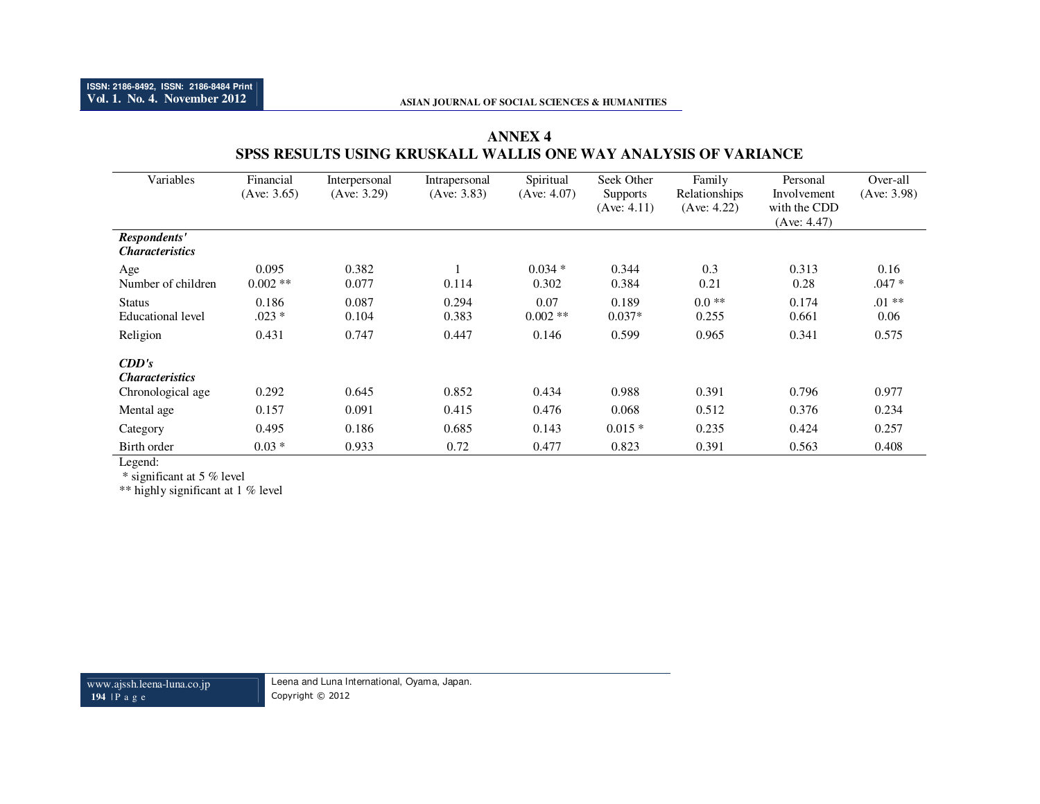## ANNEX 4

## SPSS RESULTS USING KRUSKALL WALLIS ONE WAY ANALYSIS OF VARIANCE

| Variables | Financial (Ave: 3.65) | Interpersonal (Ave: 3.29) | Intrapersonal (Ave: 3.83) | Spiritual (Ave: 4.07) | Seek Other Supports (Ave: 4.11) | Family Relationships (Ave: 4.22) | Personal Involvement with the CDD (Ave: 4.47) | Over-all (Ave: 3.98) |
|---|---|---|---|---|---|---|---|---|
| ***Respondents' Characteristics*** | | | | | | | | |
| Age | 0.095 | 0.382 | 1 | 0.034 * | 0.344 | 0.3 | 0.313 | 0.16 |
| Number of children | 0.002 ** | 0.077 | 0.114 | 0.302 | 0.384 | 0.21 | 0.28 | .047 * |
| Status | 0.186 | 0.087 | 0.294 | 0.07 | 0.189 | 0.0 ** | 0.174 | .01 ** |
| Educational level | .023 * | 0.104 | 0.383 | 0.002 ** | 0.037* | 0.255 | 0.661 | 0.06 |
| Religion | 0.431 | 0.747 | 0.447 | 0.146 | 0.599 | 0.965 | 0.341 | 0.575 |
| ***CDD's Characteristics*** | | | | | | | | |
| Chronological age | 0.292 | 0.645 | 0.852 | 0.434 | 0.988 | 0.391 | 0.796 | 0.977 |
| Mental age | 0.157 | 0.091 | 0.415 | 0.476 | 0.068 | 0.512 | 0.376 | 0.234 |
| Category | 0.495 | 0.186 | 0.685 | 0.143 | 0.015 * | 0.235 | 0.424 | 0.257 |
| Birth order | 0.03 * | 0.933 | 0.72 | 0.477 | 0.823 | 0.391 | 0.563 | 0.408 |

Legend:
 * significant at 5 % level
** highly significant at 1 % level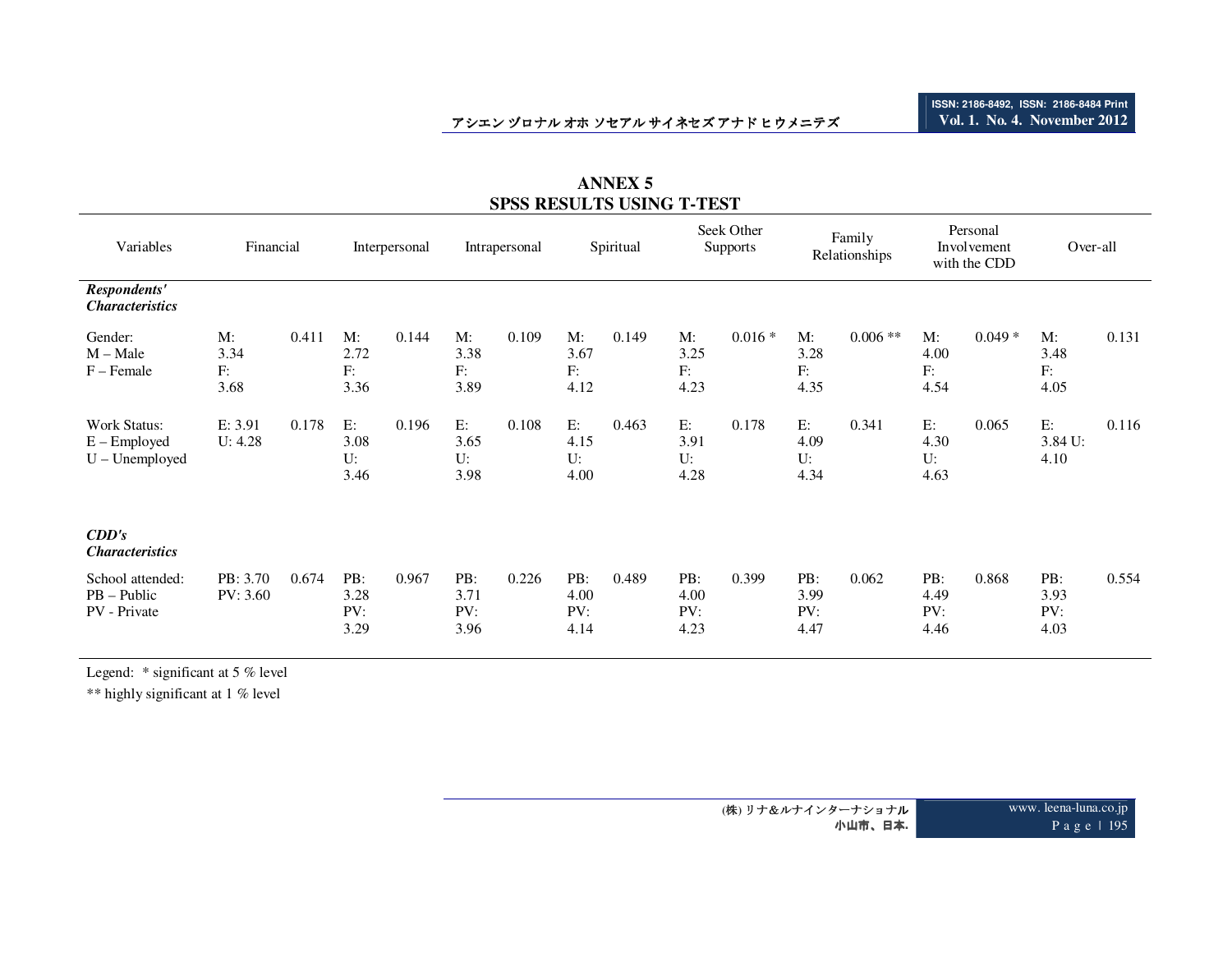## ANNEX 5
## SPSS RESULTS USING T-TEST

| Variables | Financial | | Interpersonal | | Intrapersonal | | Spiritual | | Seek Other Supports | | Family Relationships | | Personal Involvement with the CDD | | Over-all | |
|---|---|---|---|---|---|---|---|---|---|---|---|---|---|---|---|---|
| ***Respondents' Characteristics*** | | | | | | | | | | | | | | | | |
| Gender: M – Male F – Female | M: 3.34 F: 3.68 | 0.411 | M: 2.72 F: 3.36 | 0.144 | M: 3.38 F: 3.89 | 0.109 | M: 3.67 F: 4.12 | 0.149 | M: 3.25 F: 4.23 | 0.016 * | M: 3.28 F: 4.35 | 0.006 ** | M: 4.00 F: 4.54 | 0.049 * | M: 3.48 F: 4.05 | 0.131 |
| Work Status: E – Employed U – Unemployed | E: 3.91 U: 4.28 | 0.178 | E: 3.08 U: 3.46 | 0.196 | E: 3.65 U: 3.98 | 0.108 | E: 4.15 U: 4.00 | 0.463 | E: 3.91 U: 4.28 | 0.178 | E: 4.09 U: 4.34 | 0.341 | E: 4.30 U: 4.63 | 0.065 | E: 3.84 U: 4.10 | 0.116 |
| ***CDD's Characteristics*** | | | | | | | | | | | | | | | | |
| School attended: PB – Public PV - Private | PB: 3.70 PV: 3.60 | 0.674 | PB: 3.28 PV: 3.29 | 0.967 | PB: 3.71 PV: 3.96 | 0.226 | PB: 4.00 PV: 4.14 | 0.489 | PB: 4.00 PV: 4.23 | 0.399 | PB: 3.99 PV: 4.47 | 0.062 | PB: 4.49 PV: 4.46 | 0.868 | PB: 3.93 PV: 4.03 | 0.554 |

Legend: * significant at 5 % level

** highly significant at 1 % level